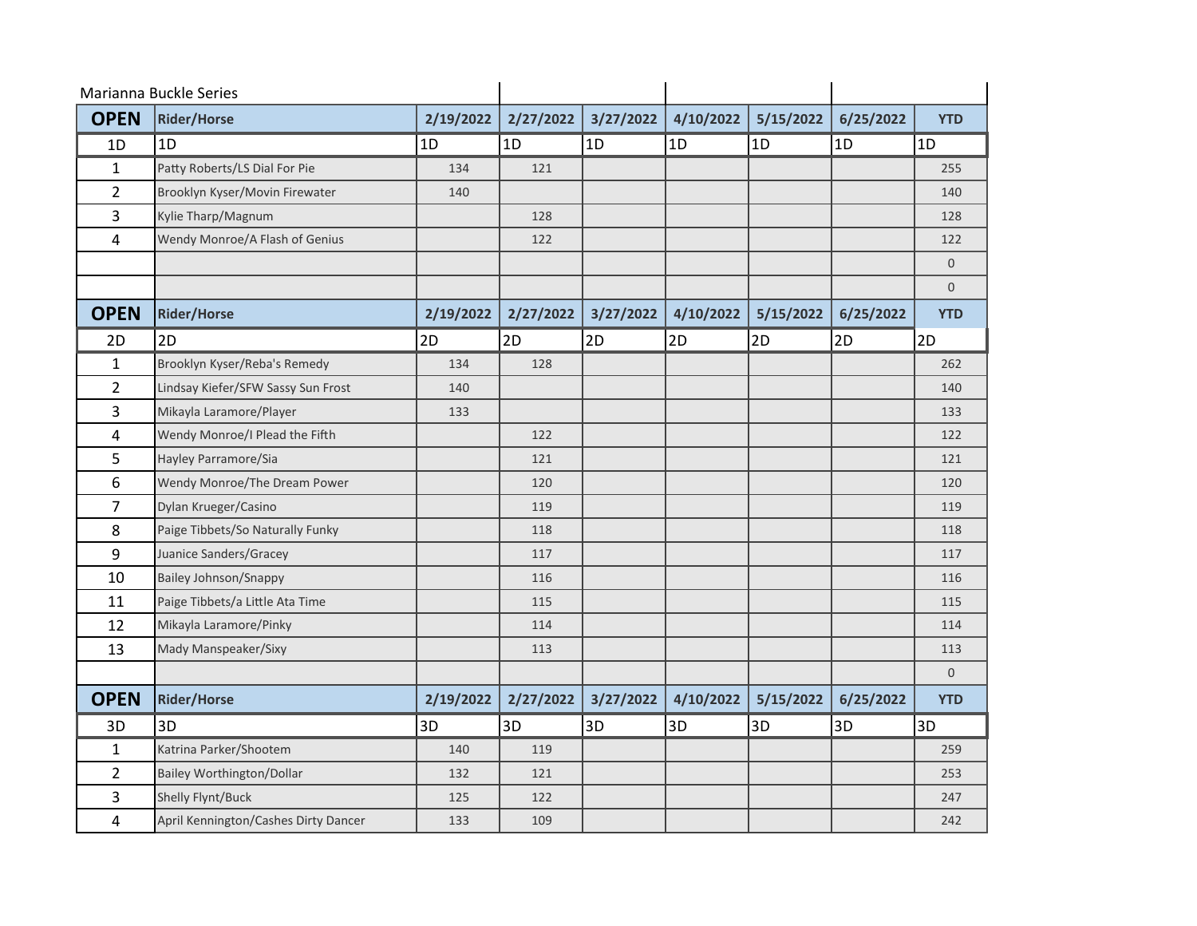Marianna Buckle Series

| OPEN | Rider/Horse | 2/19/2022 | 2/27/2022 | 3/27/2022 | 4/10/2022 | 5/15/2022 | 6/25/2022 | YTD |
|---|---|---|---|---|---|---|---|---|
| 1D | 1D | 1D | 1D | 1D | 1D | 1D | 1D | 1D |
| 1 | Patty Roberts/LS Dial For Pie | 134 | 121 | | | | | 255 |
| 2 | Brooklyn Kyser/Movin Firewater | 140 | | | | | | 140 |
| 3 | Kylie Tharp/Magnum | | 128 | | | | | 128 |
| 4 | Wendy Monroe/A Flash of Genius | | 122 | | | | | 122 |
| | | | | | | | | 0 |
| | | | | | | | | 0 |

| OPEN | Rider/Horse | 2/19/2022 | 2/27/2022 | 3/27/2022 | 4/10/2022 | 5/15/2022 | 6/25/2022 | YTD |
|---|---|---|---|---|---|---|---|---|
| 2D | 2D | 2D | 2D | 2D | 2D | 2D | 2D | 2D |
| 1 | Brooklyn Kyser/Reba's Remedy | 134 | 128 | | | | | 262 |
| 2 | Lindsay Kiefer/SFW Sassy Sun Frost | 140 | | | | | | 140 |
| 3 | Mikayla Laramore/Player | 133 | | | | | | 133 |
| 4 | Wendy Monroe/I Plead the Fifth | | 122 | | | | | 122 |
| 5 | Hayley Parramore/Sia | | 121 | | | | | 121 |
| 6 | Wendy Monroe/The Dream Power | | 120 | | | | | 120 |
| 7 | Dylan Krueger/Casino | | 119 | | | | | 119 |
| 8 | Paige Tibbets/So Naturally Funky | | 118 | | | | | 118 |
| 9 | Juanice Sanders/Gracey | | 117 | | | | | 117 |
| 10 | Bailey Johnson/Snappy | | 116 | | | | | 116 |
| 11 | Paige Tibbets/a Little Ata Time | | 115 | | | | | 115 |
| 12 | Mikayla Laramore/Pinky | | 114 | | | | | 114 |
| 13 | Mady Manspeaker/Sixy | | 113 | | | | | 113 |
| | | | | | | | | 0 |

| OPEN | Rider/Horse | 2/19/2022 | 2/27/2022 | 3/27/2022 | 4/10/2022 | 5/15/2022 | 6/25/2022 | YTD |
|---|---|---|---|---|---|---|---|---|
| 3D | 3D | 3D | 3D | 3D | 3D | 3D | 3D | 3D |
| 1 | Katrina Parker/Shootem | 140 | 119 | | | | | 259 |
| 2 | Bailey Worthington/Dollar | 132 | 121 | | | | | 253 |
| 3 | Shelly Flynt/Buck | 125 | 122 | | | | | 247 |
| 4 | April Kennington/Cashes Dirty Dancer | 133 | 109 | | | | | 242 |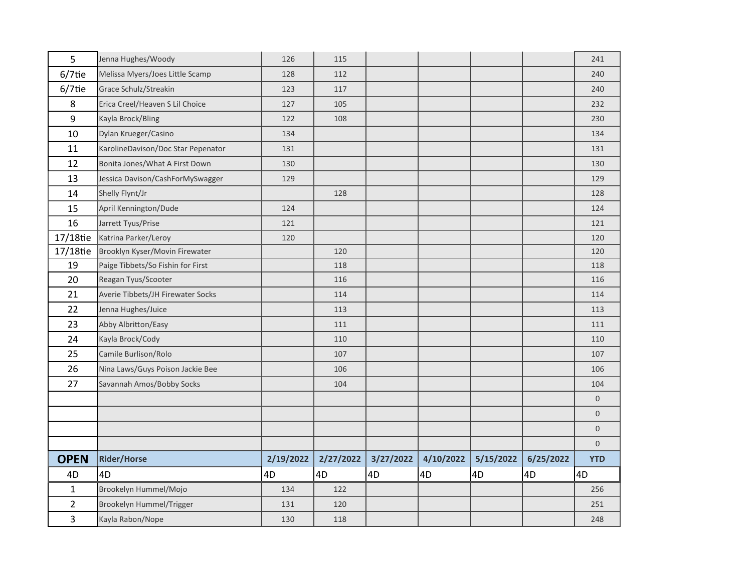| | | | | | | | | |
|---|---|---|---|---|---|---|---|---|
| 5 | Jenna Hughes/Woody | 126 | 115 | | | | | 241 |
| 6/7tie | Melissa Myers/Joes Little Scamp | 128 | 112 | | | | | 240 |
| 6/7tie | Grace Schulz/Streakin | 123 | 117 | | | | | 240 |
| 8 | Erica Creel/Heaven S Lil Choice | 127 | 105 | | | | | 232 |
| 9 | Kayla Brock/Bling | 122 | 108 | | | | | 230 |
| 10 | Dylan Krueger/Casino | 134 | | | | | | 134 |
| 11 | KarolineDavison/Doc Star Pepenator | 131 | | | | | | 131 |
| 12 | Bonita Jones/What A First Down | 130 | | | | | | 130 |
| 13 | Jessica Davison/CashForMySwagger | 129 | | | | | | 129 |
| 14 | Shelly Flynt/Jr | | 128 | | | | | 128 |
| 15 | April Kennington/Dude | 124 | | | | | | 124 |
| 16 | Jarrett Tyus/Prise | 121 | | | | | | 121 |
| 17/18tie | Katrina Parker/Leroy | 120 | | | | | | 120 |
| 17/18tie | Brooklyn Kyser/Movin Firewater | | 120 | | | | | 120 |
| 19 | Paige Tibbets/So Fishin for First | | 118 | | | | | 118 |
| 20 | Reagan Tyus/Scooter | | 116 | | | | | 116 |
| 21 | Averie Tibbets/JH Firewater Socks | | 114 | | | | | 114 |
| 22 | Jenna Hughes/Juice | | 113 | | | | | 113 |
| 23 | Abby Albritton/Easy | | 111 | | | | | 111 |
| 24 | Kayla Brock/Cody | | 110 | | | | | 110 |
| 25 | Camile Burlison/Rolo | | 107 | | | | | 107 |
| 26 | Nina Laws/Guys Poison Jackie Bee | | 106 | | | | | 106 |
| 27 | Savannah Amos/Bobby Socks | | 104 | | | | | 104 |
| | | | | | | | | 0 |
| | | | | | | | | 0 |
| | | | | | | | | 0 |
| | | | | | | | | 0 |

| **OPEN** | **Rider/Horse** | **2/19/2022** | **2/27/2022** | **3/27/2022** | **4/10/2022** | **5/15/2022** | **6/25/2022** | **YTD** |
|---|---|---|---|---|---|---|---|---|
| 4D | 4D | 4D | 4D | 4D | 4D | 4D | 4D | 4D |
| 1 | Brookelyn Hummel/Mojo | 134 | 122 | | | | | 256 |
| 2 | Brookelyn Hummel/Trigger | 131 | 120 | | | | | 251 |
| 3 | Kayla Rabon/Nope | 130 | 118 | | | | | 248 |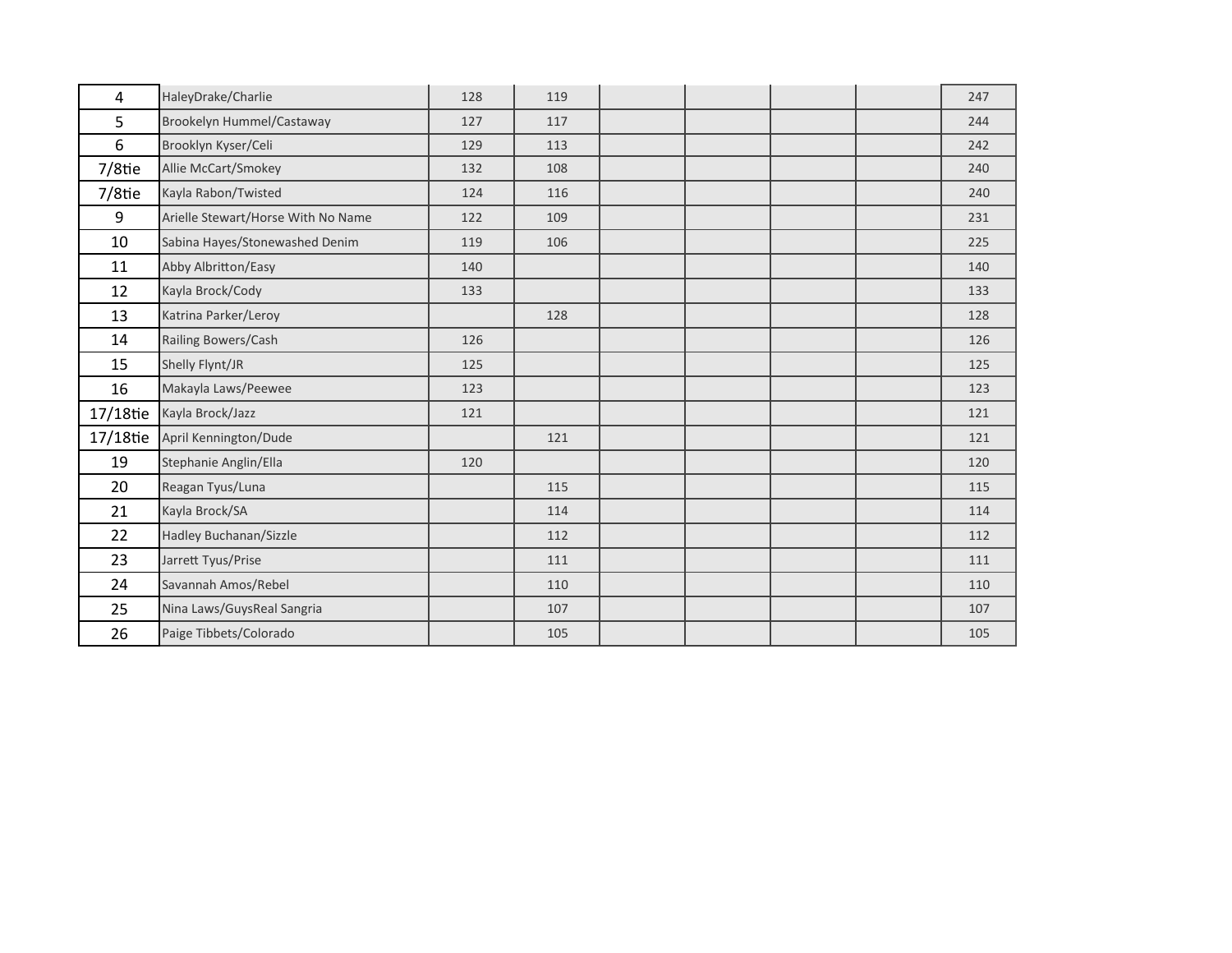| | | | | | | | | |
|---|---|---|---|---|---|---|---|---|
| 4 | HaleyDrake/Charlie | 128 | 119 | | | | | 247 |
| 5 | Brookelyn Hummel/Castaway | 127 | 117 | | | | | 244 |
| 6 | Brooklyn Kyser/Celi | 129 | 113 | | | | | 242 |
| 7/8tie | Allie McCart/Smokey | 132 | 108 | | | | | 240 |
| 7/8tie | Kayla Rabon/Twisted | 124 | 116 | | | | | 240 |
| 9 | Arielle Stewart/Horse With No Name | 122 | 109 | | | | | 231 |
| 10 | Sabina Hayes/Stonewashed Denim | 119 | 106 | | | | | 225 |
| 11 | Abby Albritton/Easy | 140 | | | | | | 140 |
| 12 | Kayla Brock/Cody | 133 | | | | | | 133 |
| 13 | Katrina Parker/Leroy | | 128 | | | | | 128 |
| 14 | Railing Bowers/Cash | 126 | | | | | | 126 |
| 15 | Shelly Flynt/JR | 125 | | | | | | 125 |
| 16 | Makayla Laws/Peewee | 123 | | | | | | 123 |
| 17/18tie | Kayla Brock/Jazz | 121 | | | | | | 121 |
| 17/18tie | April Kennington/Dude | | 121 | | | | | 121 |
| 19 | Stephanie Anglin/Ella | 120 | | | | | | 120 |
| 20 | Reagan Tyus/Luna | | 115 | | | | | 115 |
| 21 | Kayla Brock/SA | | 114 | | | | | 114 |
| 22 | Hadley Buchanan/Sizzle | | 112 | | | | | 112 |
| 23 | Jarrett Tyus/Prise | | 111 | | | | | 111 |
| 24 | Savannah Amos/Rebel | | 110 | | | | | 110 |
| 25 | Nina Laws/GuysReal Sangria | | 107 | | | | | 107 |
| 26 | Paige Tibbets/Colorado | | 105 | | | | | 105 |